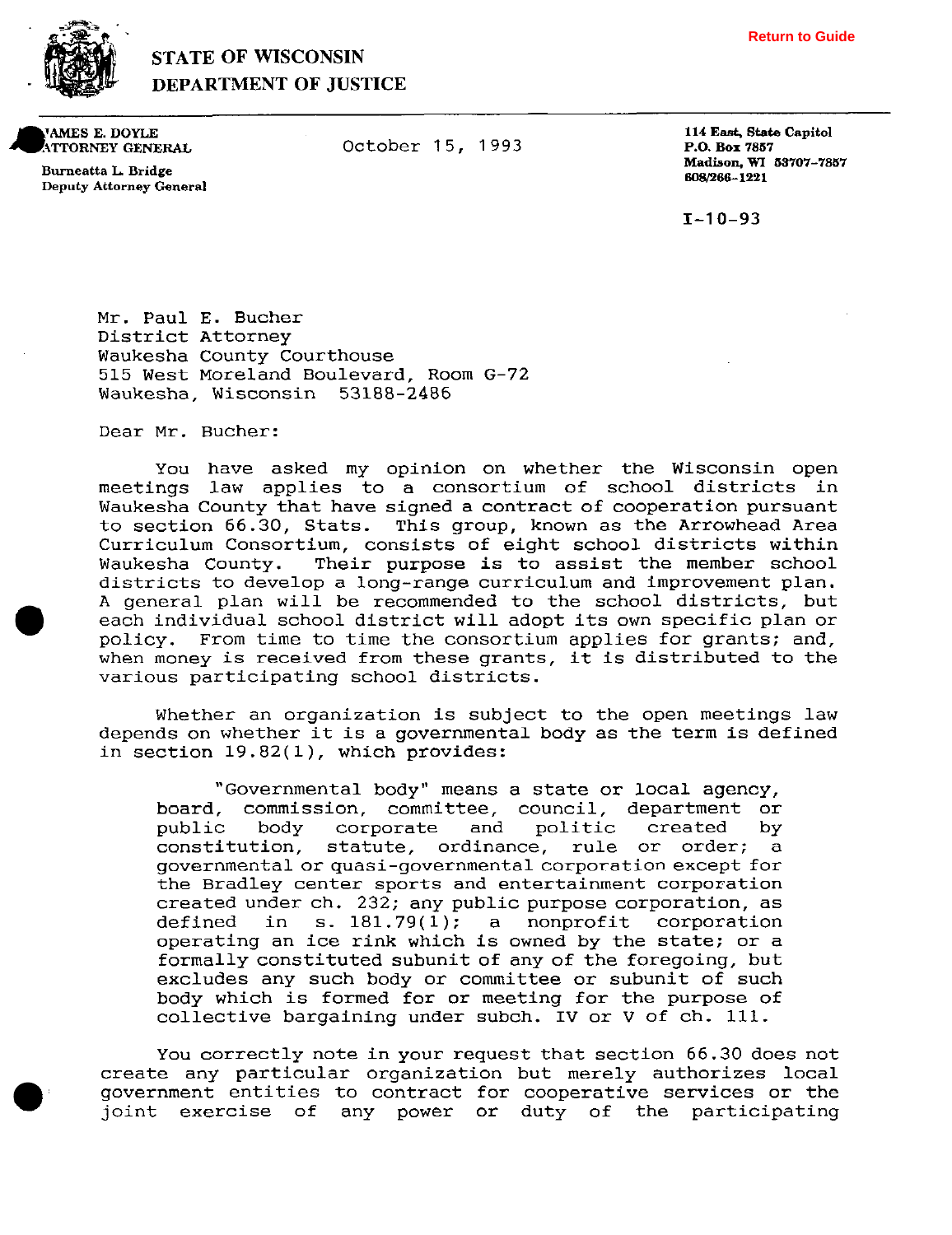Return to Guide

**STATE OF WISCONSIN**
**DEPARTMENT OF JUSTICE**

JAMES E. DOYLE
ATTORNEY GENERAL

Burneatta L. Bridge
Deputy Attorney General

October 15, 1993

114 East, State Capitol
P.O. Box 7857
Madison, WI 53707-7857
608/266-1221

I-10-93

Mr. Paul E. Bucher
District Attorney
Waukesha County Courthouse
515 West Moreland Boulevard, Room G-72
Waukesha, Wisconsin 53188-2486

Dear Mr. Bucher:

You have asked my opinion on whether the Wisconsin open meetings law applies to a consortium of school districts in Waukesha County that have signed a contract of cooperation pursuant to section 66.30, Stats. This group, known as the Arrowhead Area Curriculum Consortium, consists of eight school districts within Waukesha County. Their purpose is to assist the member school districts to develop a long-range curriculum and improvement plan. A general plan will be recommended to the school districts, but each individual school district will adopt its own specific plan or policy. From time to time the consortium applies for grants; and, when money is received from these grants, it is distributed to the various participating school districts.

Whether an organization is subject to the open meetings law depends on whether it is a governmental body as the term is defined in section 19.82(1), which provides:

> "Governmental body" means a state or local agency, board, commission, committee, council, department or public body corporate and politic created by constitution, statute, ordinance, rule or order; a governmental or quasi-governmental corporation except for the Bradley center sports and entertainment corporation created under ch. 232; any public purpose corporation, as defined in s. 181.79(1); a nonprofit corporation operating an ice rink which is owned by the state; or a formally constituted subunit of any of the foregoing, but excludes any such body or committee or subunit of such body which is formed for or meeting for the purpose of collective bargaining under subch. IV or V of ch. 111.

You correctly note in your request that section 66.30 does not create any particular organization but merely authorizes local government entities to contract for cooperative services or the joint exercise of any power or duty of the participating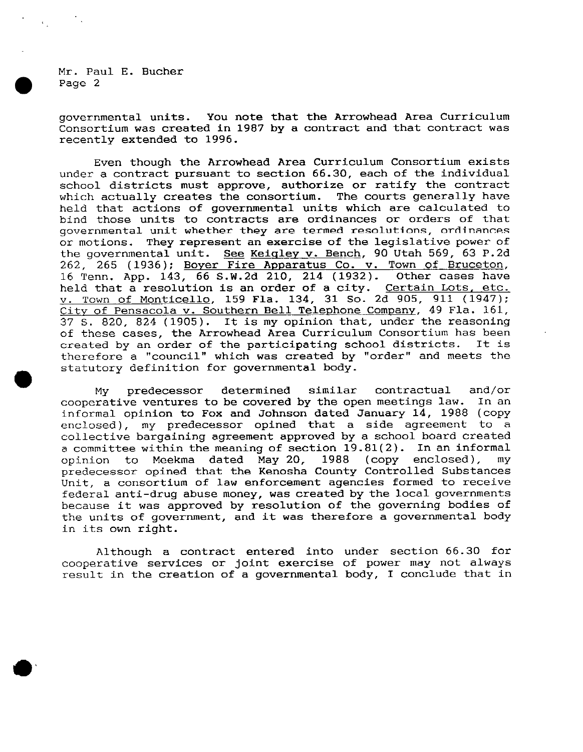governmental units. You note that the Arrowhead Area Curriculum Consortium was created in 1987 by a contract and that contract was recently extended to 1996.

Even though the Arrowhead Area Curriculum Consortium exists under a contract pursuant to section 66.30, each of the individual school districts must approve, authorize or ratify the contract which actually creates the consortium. The courts generally have held that actions of governmental units which are calculated to bind those units to contracts are ordinances or orders of that governmental unit whether they are termed resolutions, ordinances or motions. They represent an exercise of the legislative power of the governmental unit. See Keigley v. Bench, 90 Utah 569, 63 P.2d 262, 265 (1936); Boyer Fire Apparatus Co. v. Town of Bruceton, 16 Tenn. App. 143, 66 S.W.2d 210, 214 (1932). Other cases have held that a resolution is an order of a city. Certain Lots, etc. v. Town of Monticello, 159 Fla. 134, 31 So. 2d 905, 911 (1947); City of Pensacola v. Southern Bell Telephone Company, 49 Fla. 161, 37 S. 820, 824 (1905). It is my opinion that, under the reasoning of these cases, the Arrowhead Area Curriculum Consortium has been created by an order of the participating school districts. It is therefore a "council" which was created by "order" and meets the statutory definition for governmental body.

My predecessor determined similar contractual and/or cooperative ventures to be covered by the open meetings law. In an informal opinion to Fox and Johnson dated January 14, 1988 (copy enclosed), my predecessor opined that a side agreement to a collective bargaining agreement approved by a school board created a committee within the meaning of section 19.81(2). In an informal opinion to Meekma dated May 20, 1988 (copy enclosed), my predecessor opined that the Kenosha County Controlled Substances Unit, a consortium of law enforcement agencies formed to receive federal anti-drug abuse money, was created by the local governments because it was approved by resolution of the governing bodies of the units of government, and it was therefore a governmental body in its own right.

Although a contract entered into under section 66.30 for cooperative services or joint exercise of power may not always result in the creation of a governmental body, I conclude that in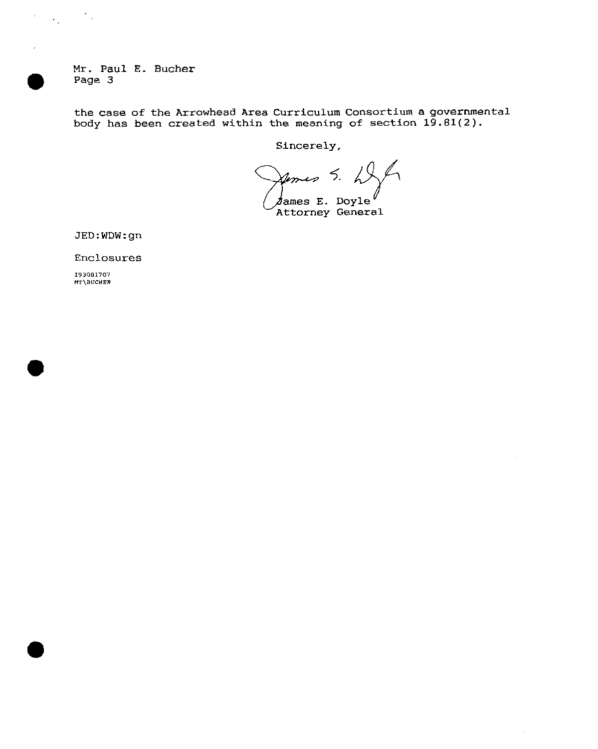Mr. Paul E. Bucher
Page 3

the case of the Arrowhead Area Curriculum Consortium a governmental body has been created within the meaning of section 19.81(2).

Sincerely,

James E. Doyle
Attorney General

JED:WDW:gn

Enclosures

I93081707
MT\BUCHER